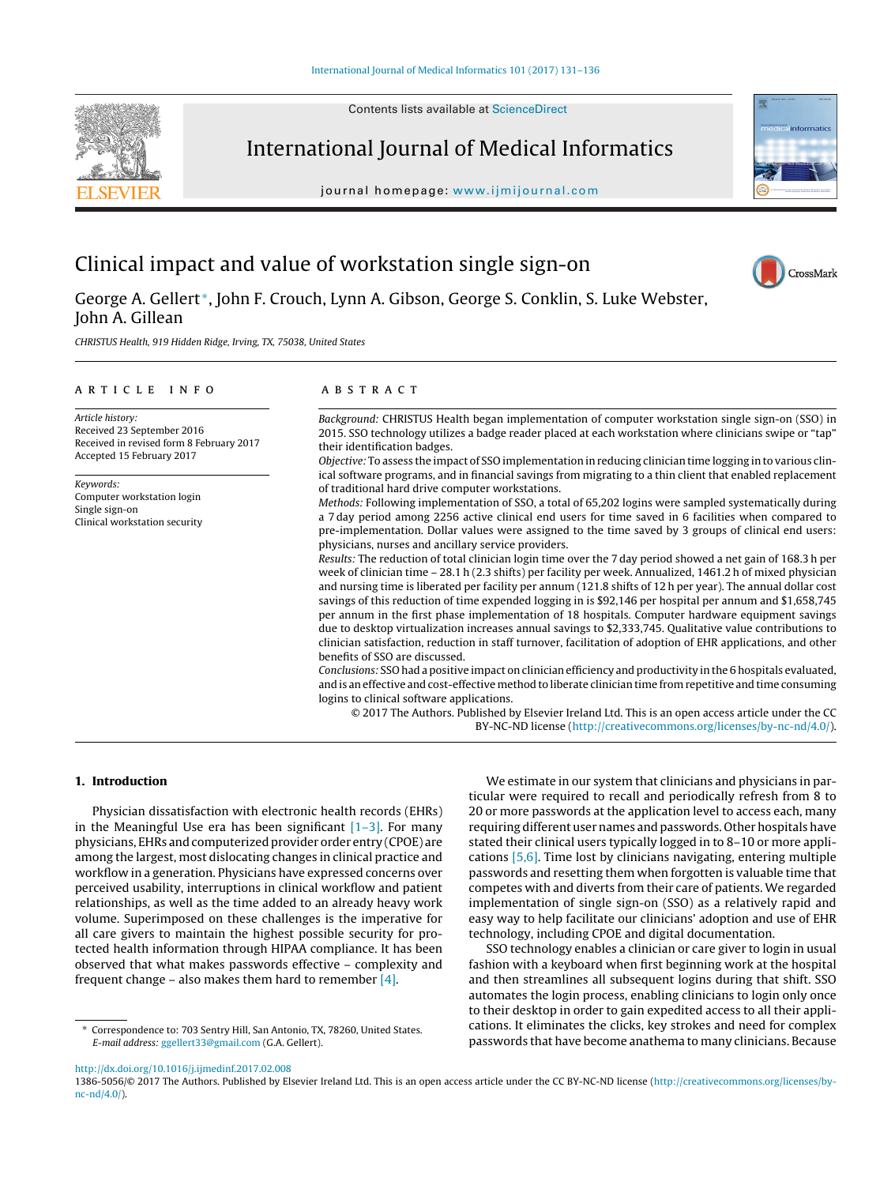Contents lists available at ScienceDirect

# International Journal of Medical Informatics

journal homepage: www.ijmijournal.com

# Clinical impact and value of workstation single sign-on

George A. Gellert*, John F. Crouch, Lynn A. Gibson, George S. Conklin, S. Luke Webster, John A. Gillean

*CHRISTUS Health, 919 Hidden Ridge, Irving, TX, 75038, United States*

## ARTICLE INFO

*Article history:*
Received 23 September 2016
Received in revised form 8 February 2017
Accepted 15 February 2017

*Keywords:*
Computer workstation login
Single sign-on
Clinical workstation security

## ABSTRACT

*Background:* CHRISTUS Health began implementation of computer workstation single sign-on (SSO) in 2015. SSO technology utilizes a badge reader placed at each workstation where clinicians swipe or "tap" their identification badges.

*Objective:* To assess the impact of SSO implementation in reducing clinician time logging in to various clinical software programs, and in financial savings from migrating to a thin client that enabled replacement of traditional hard drive computer workstations.

*Methods:* Following implementation of SSO, a total of 65,202 logins were sampled systematically during a 7 day period among 2256 active clinical end users for time saved in 6 facilities when compared to pre-implementation. Dollar values were assigned to the time saved by 3 groups of clinical end users: physicians, nurses and ancillary service providers.

*Results:* The reduction of total clinician login time over the 7 day period showed a net gain of 168.3 h per week of clinician time – 28.1 h (2.3 shifts) per facility per week. Annualized, 1461.2 h of mixed physician and nursing time is liberated per facility per annum (121.8 shifts of 12 h per year). The annual dollar cost savings of this reduction of time expended logging in is $92,146 per hospital per annum and $1,658,745 per annum in the first phase implementation of 18 hospitals. Computer hardware equipment savings due to desktop virtualization increases annual savings to $2,333,745. Qualitative value contributions to clinician satisfaction, reduction in staff turnover, facilitation of adoption of EHR applications, and other benefits of SSO are discussed.

*Conclusions:* SSO had a positive impact on clinician efficiency and productivity in the 6 hospitals evaluated, and is an effective and cost-effective method to liberate clinician time from repetitive and time consuming logins to clinical software applications.

© 2017 The Authors. Published by Elsevier Ireland Ltd. This is an open access article under the CC BY-NC-ND license (http://creativecommons.org/licenses/by-nc-nd/4.0/).

## 1. Introduction

Physician dissatisfaction with electronic health records (EHRs) in the Meaningful Use era has been significant [1–3]. For many physicians, EHRs and computerized provider order entry (CPOE) are among the largest, most dislocating changes in clinical practice and workflow in a generation. Physicians have expressed concerns over perceived usability, interruptions in clinical workflow and patient relationships, as well as the time added to an already heavy work volume. Superimposed on these challenges is the imperative for all care givers to maintain the highest possible security for protected health information through HIPAA compliance. It has been observed that what makes passwords effective – complexity and frequent change – also makes them hard to remember [4].

We estimate in our system that clinicians and physicians in particular were required to recall and periodically refresh from 8 to 20 or more passwords at the application level to access each, many requiring different user names and passwords. Other hospitals have stated their clinical users typically logged in to 8–10 or more applications [5,6]. Time lost by clinicians navigating, entering multiple passwords and resetting them when forgotten is valuable time that competes with and diverts from their care of patients. We regarded implementation of single sign-on (SSO) as a relatively rapid and easy way to help facilitate our clinicians' adoption and use of EHR technology, including CPOE and digital documentation.

SSO technology enables a clinician or care giver to login in usual fashion with a keyboard when first beginning work at the hospital and then streamlines all subsequent logins during that shift. SSO automates the login process, enabling clinicians to login only once to their desktop in order to gain expedited access to all their applications. It eliminates the clicks, key strokes and need for complex passwords that have become anathema to many clinicians. Because

* Correspondence to: 703 Sentry Hill, San Antonio, TX, 78260, United States.
E-mail address: ggellert33@gmail.com (G.A. Gellert).

http://dx.doi.org/10.1016/j.ijmedinf.2017.02.008
1386-5056/© 2017 The Authors. Published by Elsevier Ireland Ltd. This is an open access article under the CC BY-NC-ND license (http://creativecommons.org/licenses/by-nc-nd/4.0/).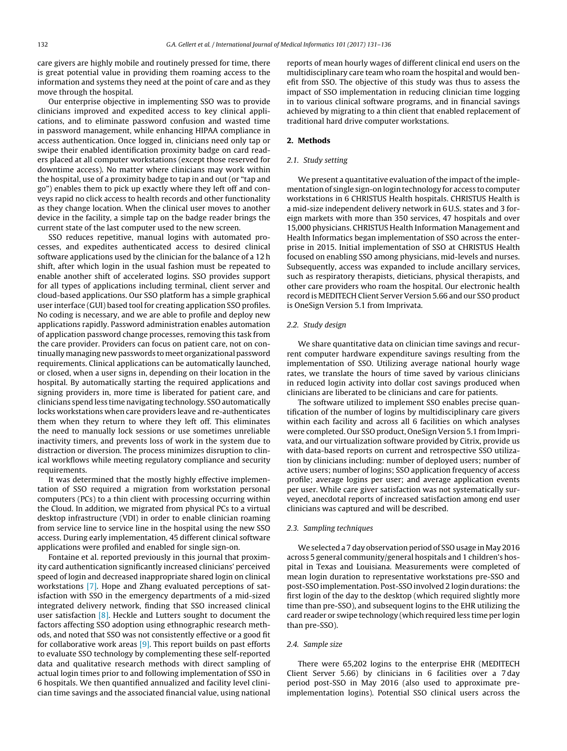care givers are highly mobile and routinely pressed for time, there is great potential value in providing them roaming access to the information and systems they need at the point of care and as they move through the hospital.

Our enterprise objective in implementing SSO was to provide clinicians improved and expedited access to key clinical applications, and to eliminate password confusion and wasted time in password management, while enhancing HIPAA compliance in access authentication. Once logged in, clinicians need only tap or swipe their enabled identification proximity badge on card readers placed at all computer workstations (except those reserved for downtime access). No matter where clinicians may work within the hospital, use of a proximity badge to tap in and out (or "tap and go") enables them to pick up exactly where they left off and conveys rapid no click access to health records and other functionality as they change location. When the clinical user moves to another device in the facility, a simple tap on the badge reader brings the current state of the last computer used to the new screen.

SSO reduces repetitive, manual logins with automated processes, and expedites authenticated access to desired clinical software applications used by the clinician for the balance of a 12 h shift, after which login in the usual fashion must be repeated to enable another shift of accelerated logins. SSO provides support for all types of applications including terminal, client server and cloud-based applications. Our SSO platform has a simple graphical user interface (GUI) based tool for creating application SSO profiles. No coding is necessary, and we are able to profile and deploy new applications rapidly. Password administration enables automation of application password change processes, removing this task from the care provider. Providers can focus on patient care, not on continually managing new passwords to meet organizational password requirements. Clinical applications can be automatically launched, or closed, when a user signs in, depending on their location in the hospital. By automatically starting the required applications and signing providers in, more time is liberated for patient care, and clinicians spend less time navigating technology. SSO automatically locks workstations when care providers leave and re-authenticates them when they return to where they left off. This eliminates the need to manually lock sessions or use sometimes unreliable inactivity timers, and prevents loss of work in the system due to distraction or diversion. The process minimizes disruption to clinical workflows while meeting regulatory compliance and security requirements.

It was determined that the mostly highly effective implementation of SSO required a migration from workstation personal computers (PCs) to a thin client with processing occurring within the Cloud. In addition, we migrated from physical PCs to a virtual desktop infrastructure (VDI) in order to enable clinician roaming from service line to service line in the hospital using the new SSO access. During early implementation, 45 different clinical software applications were profiled and enabled for single sign-on.

Fontaine et al. reported previously in this journal that proximity card authentication significantly increased clinicians' perceived speed of login and decreased inappropriate shared login on clinical workstations [7]. Hope and Zhang evaluated perceptions of satisfaction with SSO in the emergency departments of a mid-sized integrated delivery network, finding that SSO increased clinical user satisfaction [8]. Heckle and Lutters sought to document the factors affecting SSO adoption using ethnographic research methods, and noted that SSO was not consistently effective or a good fit for collaborative work areas [9]. This report builds on past efforts to evaluate SSO technology by complementing these self-reported data and qualitative research methods with direct sampling of actual login times prior to and following implementation of SSO in 6 hospitals. We then quantified annualized and facility level clinician time savings and the associated financial value, using national reports of mean hourly wages of different clinical end users on the multidisciplinary care team who roam the hospital and would benefit from SSO. The objective of this study was thus to assess the impact of SSO implementation in reducing clinician time logging in to various clinical software programs, and in financial savings achieved by migrating to a thin client that enabled replacement of traditional hard drive computer workstations.

## 2. Methods

### 2.1. Study setting

We present a quantitative evaluation of the impact of the implementation of single sign-on login technology for access to computer workstations in 6 CHRISTUS Health hospitals. CHRISTUS Health is a mid-size independent delivery network in 6 U.S. states and 3 foreign markets with more than 350 services, 47 hospitals and over 15,000 physicians. CHRISTUS Health Information Management and Health Informatics began implementation of SSO across the enterprise in 2015. Initial implementation of SSO at CHRISTUS Health focused on enabling SSO among physicians, mid-levels and nurses. Subsequently, access was expanded to include ancillary services, such as respiratory therapists, dieticians, physical therapists, and other care providers who roam the hospital. Our electronic health record is MEDITECH Client Server Version 5.66 and our SSO product is OneSign Version 5.1 from Imprivata.

### 2.2. Study design

We share quantitative data on clinician time savings and recurrent computer hardware expenditure savings resulting from the implementation of SSO. Utilizing average national hourly wage rates, we translate the hours of time saved by various clinicians in reduced login activity into dollar cost savings produced when clinicians are liberated to be clinicians and care for patients.

The software utilized to implement SSO enables precise quantification of the number of logins by multidisciplinary care givers within each facility and across all 6 facilities on which analyses were completed. Our SSO product, OneSign Version 5.1 from Imprivata, and our virtualization software provided by Citrix, provide us with data-based reports on current and retrospective SSO utilization by clinicians including: number of deployed users; number of active users; number of logins; SSO application frequency of access profile; average logins per user; and average application events per user. While care giver satisfaction was not systematically surveyed, anecdotal reports of increased satisfaction among end user clinicians was captured and will be described.

### 2.3. Sampling techniques

We selected a 7 day observation period of SSO usage in May 2016 across 5 general community/general hospitals and 1 children's hospital in Texas and Louisiana. Measurements were completed of mean login duration to representative workstations pre-SSO and post-SSO implementation. Post-SSO involved 2 login durations: the first login of the day to the desktop (which required slightly more time than pre-SSO), and subsequent logins to the EHR utilizing the card reader or swipe technology (which required less time per login than pre-SSO).

### 2.4. Sample size

There were 65,202 logins to the enterprise EHR (MEDITECH Client Server 5.66) by clinicians in 6 facilities over a 7 day period post-SSO in May 2016 (also used to approximate pre-implementation logins). Potential SSO clinical users across the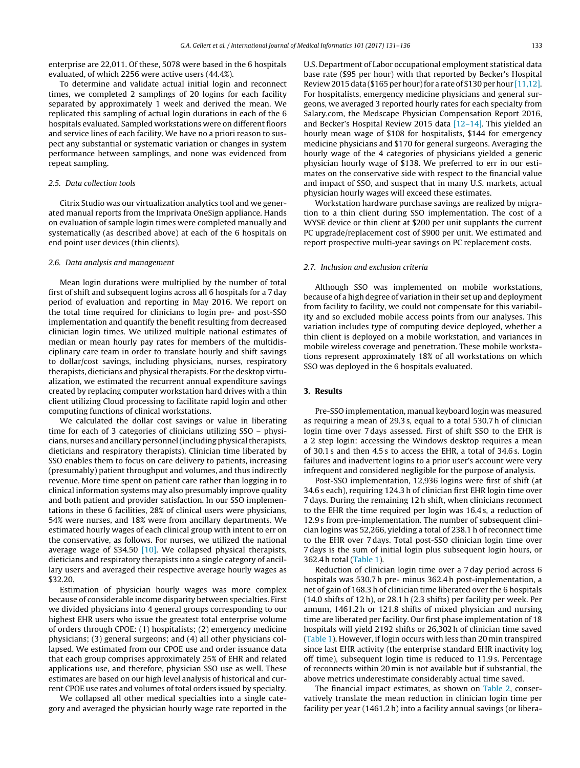enterprise are 22,011. Of these, 5078 were based in the 6 hospitals evaluated, of which 2256 were active users (44.4%).

To determine and validate actual initial login and reconnect times, we completed 2 samplings of 20 logins for each facility separated by approximately 1 week and derived the mean. We replicated this sampling of actual login durations in each of the 6 hospitals evaluated. Sampled workstations were on different floors and service lines of each facility. We have no a priori reason to suspect any substantial or systematic variation or changes in system performance between samplings, and none was evidenced from repeat sampling.

### 2.5. Data collection tools

Citrix Studio was our virtualization analytics tool and we generated manual reports from the Imprivata OneSign appliance. Hands on evaluation of sample login times were completed manually and systematically (as described above) at each of the 6 hospitals on end point user devices (thin clients).

### 2.6. Data analysis and management

Mean login durations were multiplied by the number of total first of shift and subsequent logins across all 6 hospitals for a 7 day period of evaluation and reporting in May 2016. We report on the total time required for clinicians to login pre- and post-SSO implementation and quantify the benefit resulting from decreased clinician login times. We utilized multiple national estimates of median or mean hourly pay rates for members of the multidisciplinary care team in order to translate hourly and shift savings to dollar/cost savings, including physicians, nurses, respiratory therapists, dieticians and physical therapists. For the desktop virtualization, we estimated the recurrent annual expenditure savings created by replacing computer workstation hard drives with a thin client utilizing Cloud processing to facilitate rapid login and other computing functions of clinical workstations.

We calculated the dollar cost savings or value in liberating time for each of 3 categories of clinicians utilizing SSO – physicians, nurses and ancillary personnel (including physical therapists, dieticians and respiratory therapists). Clinician time liberated by SSO enables them to focus on care delivery to patients, increasing (presumably) patient throughput and volumes, and thus indirectly revenue. More time spent on patient care rather than logging in to clinical information systems may also presumably improve quality and both patient and provider satisfaction. In our SSO implementations in these 6 facilities, 28% of clinical users were physicians, 54% were nurses, and 18% were from ancillary departments. We estimated hourly wages of each clinical group with intent to err on the conservative, as follows. For nurses, we utilized the national average wage of $34.50 [10]. We collapsed physical therapists, dieticians and respiratory therapists into a single category of ancillary users and averaged their respective average hourly wages as $32.20.

Estimation of physician hourly wages was more complex because of considerable income disparity between specialties. First we divided physicians into 4 general groups corresponding to our highest EHR users who issue the greatest total enterprise volume of orders through CPOE: (1) hospitalists; (2) emergency medicine physicians; (3) general surgeons; and (4) all other physicians collapsed. We estimated from our CPOE use and order issuance data that each group comprises approximately 25% of EHR and related applications use, and therefore, physician SSO use as well. These estimates are based on our high level analysis of historical and current CPOE use rates and volumes of total orders issued by specialty.

We collapsed all other medical specialties into a single category and averaged the physician hourly wage rate reported in the U.S. Department of Labor occupational employment statistical data base rate ($95 per hour) with that reported by Becker's Hospital Review 2015 data ($165 per hour) for a rate of $130 per hour [11,12]. For hospitalists, emergency medicine physicians and general surgeons, we averaged 3 reported hourly rates for each specialty from Salary.com, the Medscape Physician Compensation Report 2016, and Becker's Hospital Review 2015 data [12–14]. This yielded an hourly mean wage of $108 for hospitalists, $144 for emergency medicine physicians and $170 for general surgeons. Averaging the hourly wage of the 4 categories of physicians yielded a generic physician hourly wage of $138. We preferred to err in our estimates on the conservative side with respect to the financial value and impact of SSO, and suspect that in many U.S. markets, actual physician hourly wages will exceed these estimates.

Workstation hardware purchase savings are realized by migration to a thin client during SSO implementation. The cost of a WYSE device or thin client at $200 per unit supplants the current PC upgrade/replacement cost of $900 per unit. We estimated and report prospective multi-year savings on PC replacement costs.

### 2.7. Inclusion and exclusion criteria

Although SSO was implemented on mobile workstations, because of a high degree of variation in their set up and deployment from facility to facility, we could not compensate for this variability and so excluded mobile access points from our analyses. This variation includes type of computing device deployed, whether a thin client is deployed on a mobile workstation, and variances in mobile wireless coverage and penetration. These mobile workstations represent approximately 18% of all workstations on which SSO was deployed in the 6 hospitals evaluated.

## 3. Results

Pre-SSO implementation, manual keyboard login was measured as requiring a mean of 29.3 s, equal to a total 530.7 h of clinician login time over 7 days assessed. First of shift SSO to the EHR is a 2 step login: accessing the Windows desktop requires a mean of 30.1 s and then 4.5 s to access the EHR, a total of 34.6 s. Login failures and inadvertent logins to a prior user's account were very infrequent and considered negligible for the purpose of analysis.

Post-SSO implementation, 12,936 logins were first of shift (at 34.6 s each), requiring 124.3 h of clinician first EHR login time over 7 days. During the remaining 12 h shift, when clinicians reconnect to the EHR the time required per login was 16.4 s, a reduction of 12.9 s from pre-implementation. The number of subsequent clinician logins was 52,266, yielding a total of 238.1 h of reconnect time to the EHR over 7 days. Total post-SSO clinician login time over 7 days is the sum of initial login plus subsequent login hours, or 362.4 h total (Table 1).

Reduction of clinician login time over a 7 day period across 6 hospitals was 530.7 h pre- minus 362.4 h post-implementation, a net of gain of 168.3 h of clinician time liberated over the 6 hospitals (14.0 shifts of 12 h), or 28.1 h (2.3 shifts) per facility per week. Per annum, 1461.2 h or 121.8 shifts of mixed physician and nursing time are liberated per facility. Our first phase implementation of 18 hospitals will yield 2192 shifts or 26,302 h of clinician time saved (Table 1). However, if login occurs with less than 20 min transpired since last EHR activity (the enterprise standard EHR inactivity log off time), subsequent login time is reduced to 11.9 s. Percentage of reconnects within 20 min is not available but if substantial, the above metrics underestimate considerably actual time saved.

The financial impact estimates, as shown on Table 2, conservatively translate the mean reduction in clinician login time per facility per year (1461.2 h) into a facility annual savings (or libera-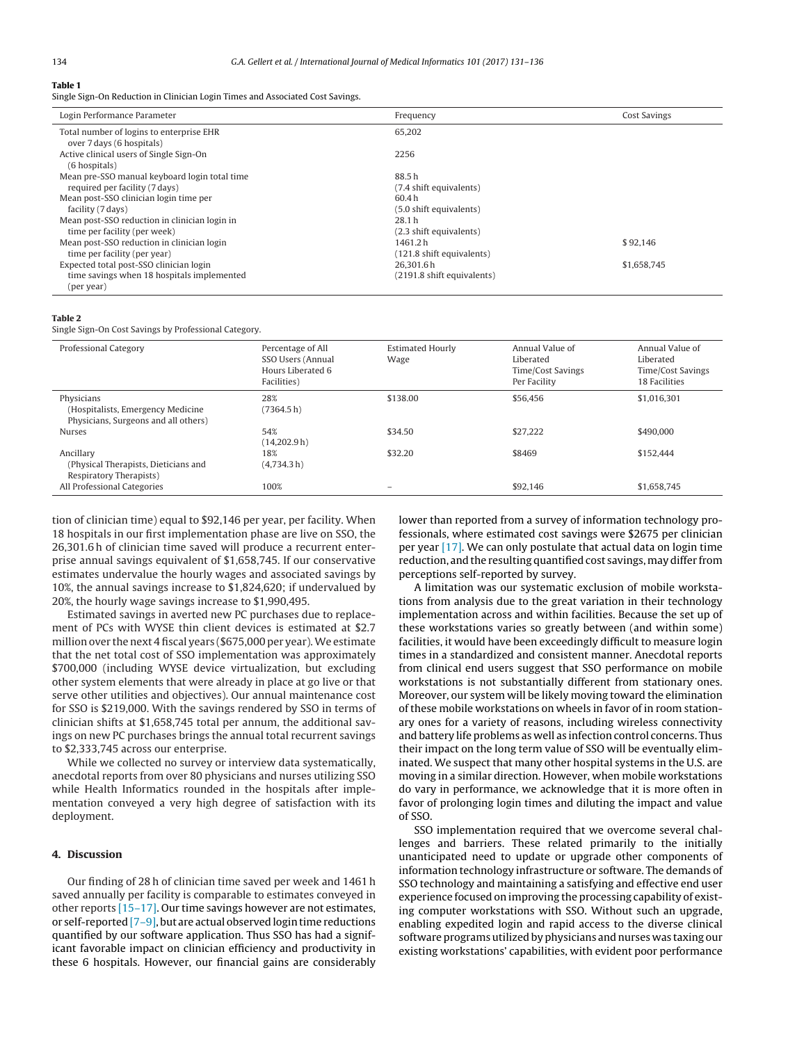**Table 1**
Single Sign-On Reduction in Clinician Login Times and Associated Cost Savings.

| Login Performance Parameter | Frequency | Cost Savings |
| --- | --- | --- |
| Total number of logins to enterprise EHR over 7 days (6 hospitals) | 65,202 | |
| Active clinical users of Single Sign-On (6 hospitals) | 2256 | |
| Mean pre-SSO manual keyboard login total time required per facility (7 days) | 88.5 h (7.4 shift equivalents) | |
| Mean post-SSO clinician login time per facility (7 days) | 60.4 h (5.0 shift equivalents) | |
| Mean post-SSO reduction in clinician login in time per facility (per week) | 28.1 h (2.3 shift equivalents) | |
| Mean post-SSO reduction in clinician login time per facility (per year) | 1461.2 h (121.8 shift equivalents) | $ 92,146 |
| Expected total post-SSO clinician login time savings when 18 hospitals implemented (per year) | 26,301.6 h (2191.8 shift equivalents) | $1,658,745 |

**Table 2**
Single Sign-On Cost Savings by Professional Category.

| Professional Category | Percentage of All SSO Users (Annual Hours Liberated 6 Facilities) | Estimated Hourly Wage | Annual Value of Liberated Time/Cost Savings Per Facility | Annual Value of Liberated Time/Cost Savings 18 Facilities |
| --- | --- | --- | --- | --- |
| Physicians (Hospitalists, Emergency Medicine Physicians, Surgeons and all others) | 28% (7364.5 h) | $138.00 | $56,456 | $1,016,301 |
| Nurses | 54% (14,202.9 h) | $34.50 | $27,222 | $490,000 |
| Ancillary (Physical Therapists, Dieticians and Respiratory Therapists) | 18% (4,734.3 h) | $32.20 | $8469 | $152,444 |
| All Professional Categories | 100% | – | $92,146 | $1,658,745 |

tion of clinician time) equal to $92,146 per year, per facility. When 18 hospitals in our first implementation phase are live on SSO, the 26,301.6 h of clinician time saved will produce a recurrent enterprise annual savings equivalent of $1,658,745. If our conservative estimates undervalue the hourly wages and associated savings by 10%, the annual savings increase to $1,824,620; if undervalued by 20%, the hourly wage savings increase to $1,990,495.

Estimated savings in averted new PC purchases due to replacement of PCs with WYSE thin client devices is estimated at $2.7 million over the next 4 fiscal years ($675,000 per year). We estimate that the net total cost of SSO implementation was approximately $700,000 (including WYSE device virtualization, but excluding other system elements that were already in place at go live or that serve other utilities and objectives). Our annual maintenance cost for SSO is $219,000. With the savings rendered by SSO in terms of clinician shifts at $1,658,745 total per annum, the additional savings on new PC purchases brings the annual total recurrent savings to $2,333,745 across our enterprise.

While we collected no survey or interview data systematically, anecdotal reports from over 80 physicians and nurses utilizing SSO while Health Informatics rounded in the hospitals after implementation conveyed a very high degree of satisfaction with its deployment.

## 4. Discussion

Our finding of 28 h of clinician time saved per week and 1461 h saved annually per facility is comparable to estimates conveyed in other reports [15–17]. Our time savings however are not estimates, or self-reported [7–9], but are actual observed login time reductions quantified by our software application. Thus SSO has had a significant favorable impact on clinician efficiency and productivity in these 6 hospitals. However, our financial gains are considerably lower than reported from a survey of information technology professionals, where estimated cost savings were $2675 per clinician per year [17]. We can only postulate that actual data on login time reduction, and the resulting quantified cost savings, may differ from perceptions self-reported by survey.

A limitation was our systematic exclusion of mobile workstations from analysis due to the great variation in their technology implementation across and within facilities. Because the set up of these workstations varies so greatly between (and within some) facilities, it would have been exceedingly difficult to measure login times in a standardized and consistent manner. Anecdotal reports from clinical end users suggest that SSO performance on mobile workstations is not substantially different from stationary ones. Moreover, our system will be likely moving toward the elimination of these mobile workstations on wheels in favor of in room stationary ones for a variety of reasons, including wireless connectivity and battery life problems as well as infection control concerns. Thus their impact on the long term value of SSO will be eventually eliminated. We suspect that many other hospital systems in the U.S. are moving in a similar direction. However, when mobile workstations do vary in performance, we acknowledge that it is more often in favor of prolonging login times and diluting the impact and value of SSO.

SSO implementation required that we overcome several challenges and barriers. These related primarily to the initially unanticipated need to update or upgrade other components of information technology infrastructure or software. The demands of SSO technology and maintaining a satisfying and effective end user experience focused on improving the processing capability of existing computer workstations with SSO. Without such an upgrade, enabling expedited login and rapid access to the diverse clinical software programs utilized by physicians and nurses was taxing our existing workstations' capabilities, with evident poor performance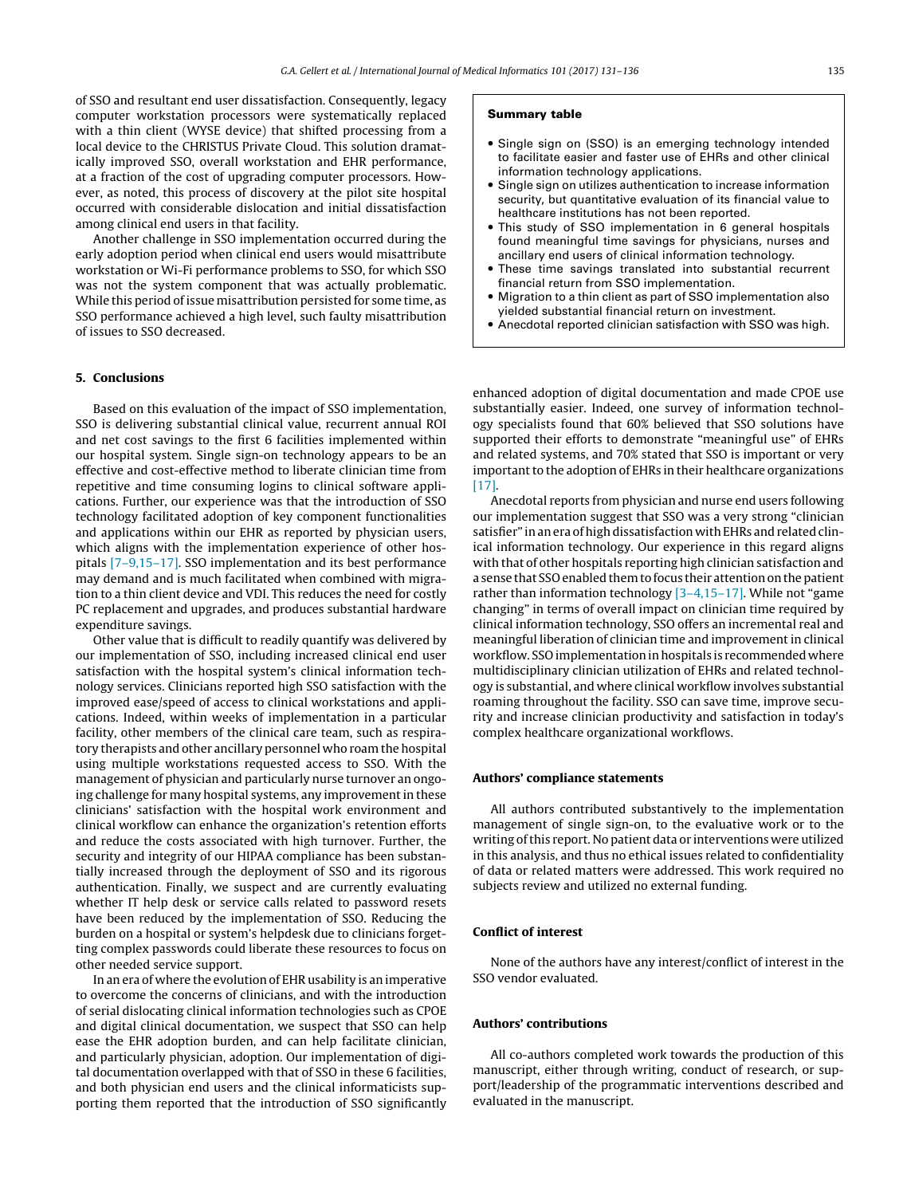of SSO and resultant end user dissatisfaction. Consequently, legacy computer workstation processors were systematically replaced with a thin client (WYSE device) that shifted processing from a local device to the CHRISTUS Private Cloud. This solution dramatically improved SSO, overall workstation and EHR performance, at a fraction of the cost of upgrading computer processors. However, as noted, this process of discovery at the pilot site hospital occurred with considerable dislocation and initial dissatisfaction among clinical end users in that facility.

Another challenge in SSO implementation occurred during the early adoption period when clinical end users would misattribute workstation or Wi-Fi performance problems to SSO, for which SSO was not the system component that was actually problematic. While this period of issue misattribution persisted for some time, as SSO performance achieved a high level, such faulty misattribution of issues to SSO decreased.

## 5. Conclusions

Based on this evaluation of the impact of SSO implementation, SSO is delivering substantial clinical value, recurrent annual ROI and net cost savings to the first 6 facilities implemented within our hospital system. Single sign-on technology appears to be an effective and cost-effective method to liberate clinician time from repetitive and time consuming logins to clinical software applications. Further, our experience was that the introduction of SSO technology facilitated adoption of key component functionalities and applications within our EHR as reported by physician users, which aligns with the implementation experience of other hospitals [7–9,15–17]. SSO implementation and its best performance may demand and is much facilitated when combined with migration to a thin client device and VDI. This reduces the need for costly PC replacement and upgrades, and produces substantial hardware expenditure savings.

Other value that is difficult to readily quantify was delivered by our implementation of SSO, including increased clinical end user satisfaction with the hospital system's clinical information technology services. Clinicians reported high SSO satisfaction with the improved ease/speed of access to clinical workstations and applications. Indeed, within weeks of implementation in a particular facility, other members of the clinical care team, such as respiratory therapists and other ancillary personnel who roam the hospital using multiple workstations requested access to SSO. With the management of physician and particularly nurse turnover an ongoing challenge for many hospital systems, any improvement in these clinicians' satisfaction with the hospital work environment and clinical workflow can enhance the organization's retention efforts and reduce the costs associated with high turnover. Further, the security and integrity of our HIPAA compliance has been substantially increased through the deployment of SSO and its rigorous authentication. Finally, we suspect and are currently evaluating whether IT help desk or service calls related to password resets have been reduced by the implementation of SSO. Reducing the burden on a hospital or system's helpdesk due to clinicians forgetting complex passwords could liberate these resources to focus on other needed service support.

In an era of where the evolution of EHR usability is an imperative to overcome the concerns of clinicians, and with the introduction of serial dislocating clinical information technologies such as CPOE and digital clinical documentation, we suspect that SSO can help ease the EHR adoption burden, and can help facilitate clinician, and particularly physician, adoption. Our implementation of digital documentation overlapped with that of SSO in these 6 facilities, and both physician end users and the clinical informaticists supporting them reported that the introduction of SSO significantly enhanced adoption of digital documentation and made CPOE use substantially easier. Indeed, one survey of information technology specialists found that 60% believed that SSO solutions have supported their efforts to demonstrate "meaningful use" of EHRs and related systems, and 70% stated that SSO is important or very important to the adoption of EHRs in their healthcare organizations [17].

Anecdotal reports from physician and nurse end users following our implementation suggest that SSO was a very strong "clinician satisfier" in an era of high dissatisfaction with EHRs and related clinical information technology. Our experience in this regard aligns with that of other hospitals reporting high clinician satisfaction and a sense that SSO enabled them to focus their attention on the patient rather than information technology [3–4,15–17]. While not "game changing" in terms of overall impact on clinician time required by clinical information technology, SSO offers an incremental real and meaningful liberation of clinician time and improvement in clinical workflow. SSO implementation in hospitals is recommended where multidisciplinary clinician utilization of EHRs and related technology is substantial, and where clinical workflow involves substantial roaming throughout the facility. SSO can save time, improve security and increase clinician productivity and satisfaction in today's complex healthcare organizational workflows.

**Summary table**

- Single sign on (SSO) is an emerging technology intended to facilitate easier and faster use of EHRs and other clinical information technology applications.
- Single sign on utilizes authentication to increase information security, but quantitative evaluation of its financial value to healthcare institutions has not been reported.
- This study of SSO implementation in 6 general hospitals found meaningful time savings for physicians, nurses and ancillary end users of clinical information technology.
- These time savings translated into substantial recurrent financial return from SSO implementation.
- Migration to a thin client as part of SSO implementation also yielded substantial financial return on investment.
- Anecdotal reported clinician satisfaction with SSO was high.

## Authors' compliance statements

All authors contributed substantively to the implementation management of single sign-on, to the evaluative work or to the writing of this report. No patient data or interventions were utilized in this analysis, and thus no ethical issues related to confidentiality of data or related matters were addressed. This work required no subjects review and utilized no external funding.

## Conflict of interest

None of the authors have any interest/conflict of interest in the SSO vendor evaluated.

## Authors' contributions

All co-authors completed work towards the production of this manuscript, either through writing, conduct of research, or support/leadership of the programmatic interventions described and evaluated in the manuscript.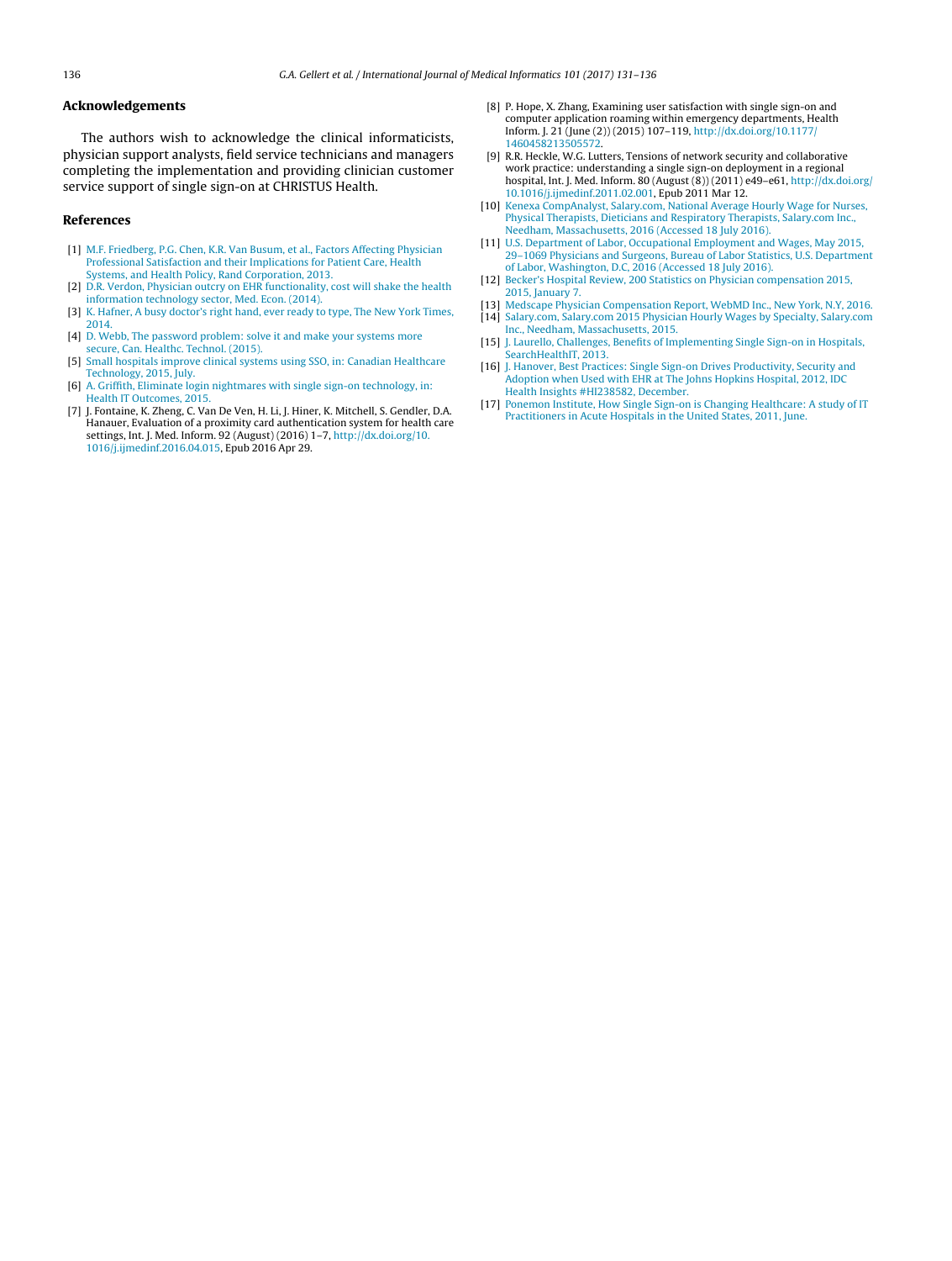## Acknowledgements

The authors wish to acknowledge the clinical informaticists, physician support analysts, field service technicians and managers completing the implementation and providing clinician customer service support of single sign-on at CHRISTUS Health.

## References

[1] M.F. Friedberg, P.G. Chen, K.R. Van Busum, et al., Factors Affecting Physician Professional Satisfaction and their Implications for Patient Care, Health Systems, and Health Policy, Rand Corporation, 2013.

[2] D.R. Verdon, Physician outcry on EHR functionality, cost will shake the health information technology sector, Med. Econ. (2014).

[3] K. Hafner, A busy doctor's right hand, ever ready to type, The New York Times, 2014.

[4] D. Webb, The password problem: solve it and make your systems more secure, Can. Healthc. Technol. (2015).

[5] Small hospitals improve clinical systems using SSO, in: Canadian Healthcare Technology, 2015, July.

[6] A. Griffith, Eliminate login nightmares with single sign-on technology, in: Health IT Outcomes, 2015.

[7] J. Fontaine, K. Zheng, C. Van De Ven, H. Li, J. Hiner, K. Mitchell, S. Gendler, D.A. Hanauer, Evaluation of a proximity card authentication system for health care settings, Int. J. Med. Inform. 92 (August) (2016) 1–7, http://dx.doi.org/10.1016/j.ijmedinf.2016.04.015, Epub 2016 Apr 29.

[8] P. Hope, X. Zhang, Examining user satisfaction with single sign-on and computer application roaming within emergency departments, Health Inform. J. 21 (June (2)) (2015) 107–119, http://dx.doi.org/10.1177/1460458213505572.

[9] R.R. Heckle, W.G. Lutters, Tensions of network security and collaborative work practice: understanding a single sign-on deployment in a regional hospital, Int. J. Med. Inform. 80 (August (8)) (2011) e49–e61, http://dx.doi.org/10.1016/j.ijmedinf.2011.02.001, Epub 2011 Mar 12.

[10] Kenexa CompAnalyst, Salary.com, National Average Hourly Wage for Nurses, Physical Therapists, Dieticians and Respiratory Therapists, Salary.com Inc., Needham, Massachusetts, 2016 (Accessed 18 July 2016).

[11] U.S. Department of Labor, Occupational Employment and Wages, May 2015, 29–1069 Physicians and Surgeons, Bureau of Labor Statistics, U.S. Department of Labor, Washington, D.C, 2016 (Accessed 18 July 2016).

[12] Becker's Hospital Review, 200 Statistics on Physician compensation 2015, 2015, January 7.

[13] Medscape Physician Compensation Report, WebMD Inc., New York, N.Y, 2016.

[14] Salary.com, Salary.com 2015 Physician Hourly Wages by Specialty, Salary.com Inc., Needham, Massachusetts, 2015.

[15] J. Laurello, Challenges, Benefits of Implementing Single Sign-on in Hospitals, SearchHealthIT, 2013.

[16] J. Hanover, Best Practices: Single Sign-on Drives Productivity, Security and Adoption when Used with EHR at The Johns Hopkins Hospital, 2012, IDC Health Insights #HI238582, December.

[17] Ponemon Institute, How Single Sign-on is Changing Healthcare: A study of IT Practitioners in Acute Hospitals in the United States, 2011, June.